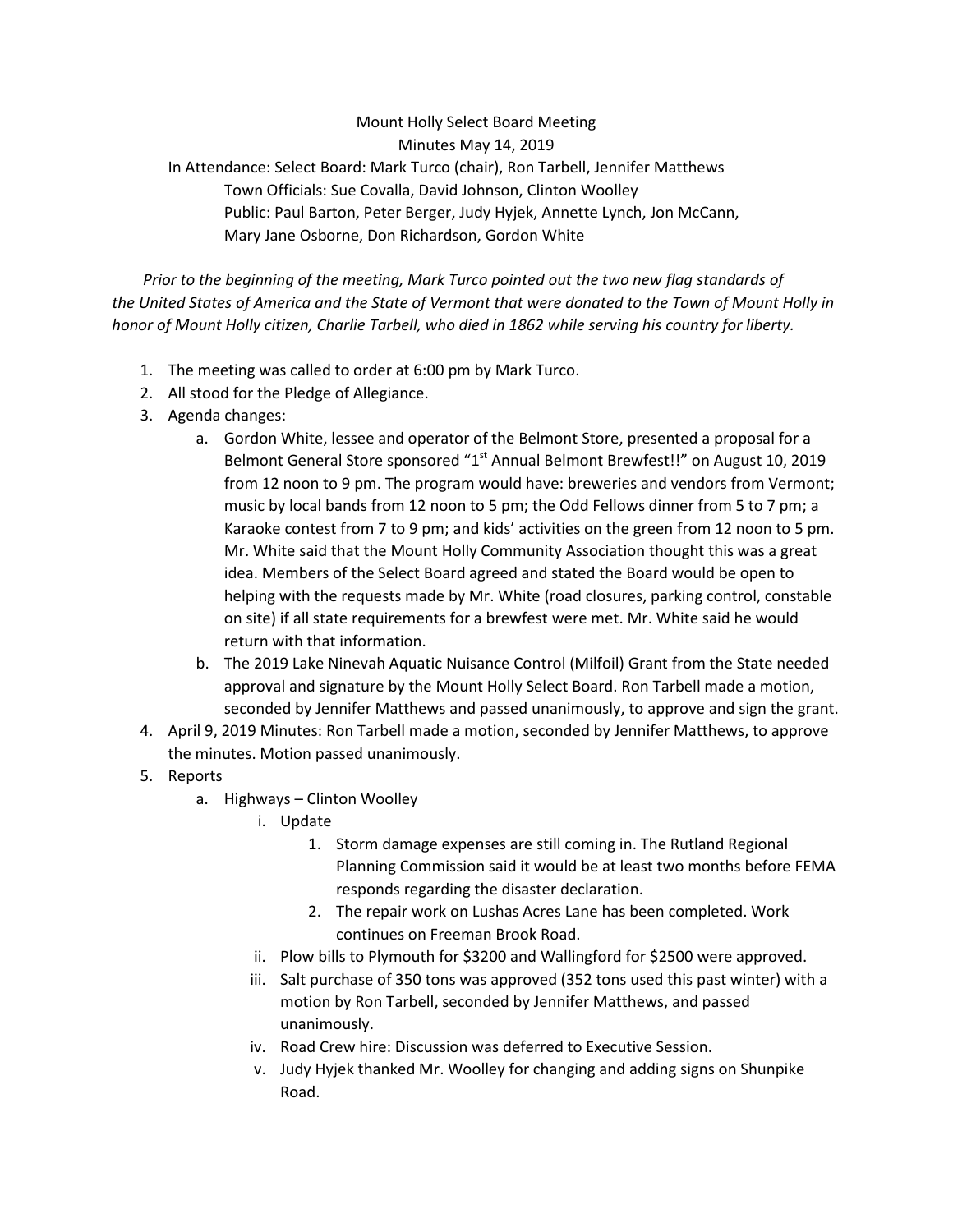Mount Holly Select Board Meeting

Minutes May 14, 2019

In Attendance: Select Board: Mark Turco (chair), Ron Tarbell, Jennifer Matthews

Town Officials: Sue Covalla, David Johnson, Clinton Woolley

Public: Paul Barton, Peter Berger, Judy Hyjek, Annette Lynch, Jon McCann, Mary Jane Osborne, Don Richardson, Gordon White

*Prior to the beginning of the meeting, Mark Turco pointed out the two new flag standards of the United States of America and the State of Vermont that were donated to the Town of Mount Holly in honor of Mount Holly citizen, Charlie Tarbell, who died in 1862 while serving his country for liberty.*

1. The meeting was called to order at 6:00 pm by Mark Turco.
2. All stood for the Pledge of Allegiance.
3. Agenda changes:
   a. Gordon White, lessee and operator of the Belmont Store, presented a proposal for a Belmont General Store sponsored "1st Annual Belmont Brewfest!!" on August 10, 2019 from 12 noon to 9 pm. The program would have: breweries and vendors from Vermont; music by local bands from 12 noon to 5 pm; the Odd Fellows dinner from 5 to 7 pm; a Karaoke contest from 7 to 9 pm; and kids' activities on the green from 12 noon to 5 pm. Mr. White said that the Mount Holly Community Association thought this was a great idea. Members of the Select Board agreed and stated the Board would be open to helping with the requests made by Mr. White (road closures, parking control, constable on site) if all state requirements for a brewfest were met. Mr. White said he would return with that information.
   b. The 2019 Lake Ninevah Aquatic Nuisance Control (Milfoil) Grant from the State needed approval and signature by the Mount Holly Select Board. Ron Tarbell made a motion, seconded by Jennifer Matthews and passed unanimously, to approve and sign the grant.
4. April 9, 2019 Minutes: Ron Tarbell made a motion, seconded by Jennifer Matthews, to approve the minutes. Motion passed unanimously.
5. Reports
   a. Highways – Clinton Woolley
      i. Update
         1. Storm damage expenses are still coming in. The Rutland Regional Planning Commission said it would be at least two months before FEMA responds regarding the disaster declaration.
         2. The repair work on Lushas Acres Lane has been completed. Work continues on Freeman Brook Road.
      ii. Plow bills to Plymouth for $3200 and Wallingford for $2500 were approved.
      iii. Salt purchase of 350 tons was approved (352 tons used this past winter) with a motion by Ron Tarbell, seconded by Jennifer Matthews, and passed unanimously.
      iv. Road Crew hire: Discussion was deferred to Executive Session.
      v. Judy Hyjek thanked Mr. Woolley for changing and adding signs on Shunpike Road.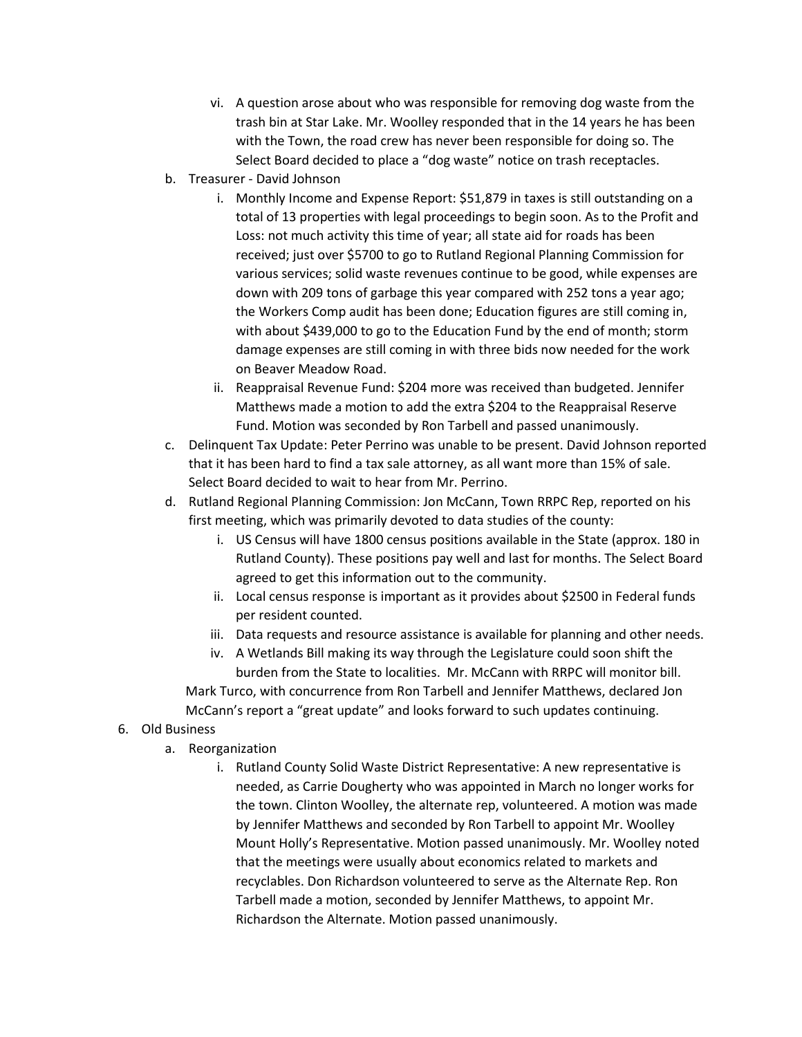- vi. A question arose about who was responsible for removing dog waste from the trash bin at Star Lake. Mr. Woolley responded that in the 14 years he has been with the Town, the road crew has never been responsible for doing so. The Select Board decided to place a "dog waste" notice on trash receptacles.
- b. Treasurer - David Johnson
  - i. Monthly Income and Expense Report: $51,879 in taxes is still outstanding on a total of 13 properties with legal proceedings to begin soon. As to the Profit and Loss: not much activity this time of year; all state aid for roads has been received; just over $5700 to go to Rutland Regional Planning Commission for various services; solid waste revenues continue to be good, while expenses are down with 209 tons of garbage this year compared with 252 tons a year ago; the Workers Comp audit has been done; Education figures are still coming in, with about $439,000 to go to the Education Fund by the end of month; storm damage expenses are still coming in with three bids now needed for the work on Beaver Meadow Road.
  - ii. Reappraisal Revenue Fund: $204 more was received than budgeted. Jennifer Matthews made a motion to add the extra $204 to the Reappraisal Reserve Fund. Motion was seconded by Ron Tarbell and passed unanimously.
- c. Delinquent Tax Update: Peter Perrino was unable to be present. David Johnson reported that it has been hard to find a tax sale attorney, as all want more than 15% of sale. Select Board decided to wait to hear from Mr. Perrino.
- d. Rutland Regional Planning Commission: Jon McCann, Town RRPC Rep, reported on his first meeting, which was primarily devoted to data studies of the county:
  - i. US Census will have 1800 census positions available in the State (approx. 180 in Rutland County). These positions pay well and last for months. The Select Board agreed to get this information out to the community.
  - ii. Local census response is important as it provides about $2500 in Federal funds per resident counted.
  - iii. Data requests and resource assistance is available for planning and other needs.
  - iv. A Wetlands Bill making its way through the Legislature could soon shift the burden from the State to localities. Mr. McCann with RRPC will monitor bill.

  Mark Turco, with concurrence from Ron Tarbell and Jennifer Matthews, declared Jon McCann's report a "great update" and looks forward to such updates continuing.

6. Old Business
   - a. Reorganization
     - i. Rutland County Solid Waste District Representative: A new representative is needed, as Carrie Dougherty who was appointed in March no longer works for the town. Clinton Woolley, the alternate rep, volunteered. A motion was made by Jennifer Matthews and seconded by Ron Tarbell to appoint Mr. Woolley Mount Holly's Representative. Motion passed unanimously. Mr. Woolley noted that the meetings were usually about economics related to markets and recyclables. Don Richardson volunteered to serve as the Alternate Rep. Ron Tarbell made a motion, seconded by Jennifer Matthews, to appoint Mr. Richardson the Alternate. Motion passed unanimously.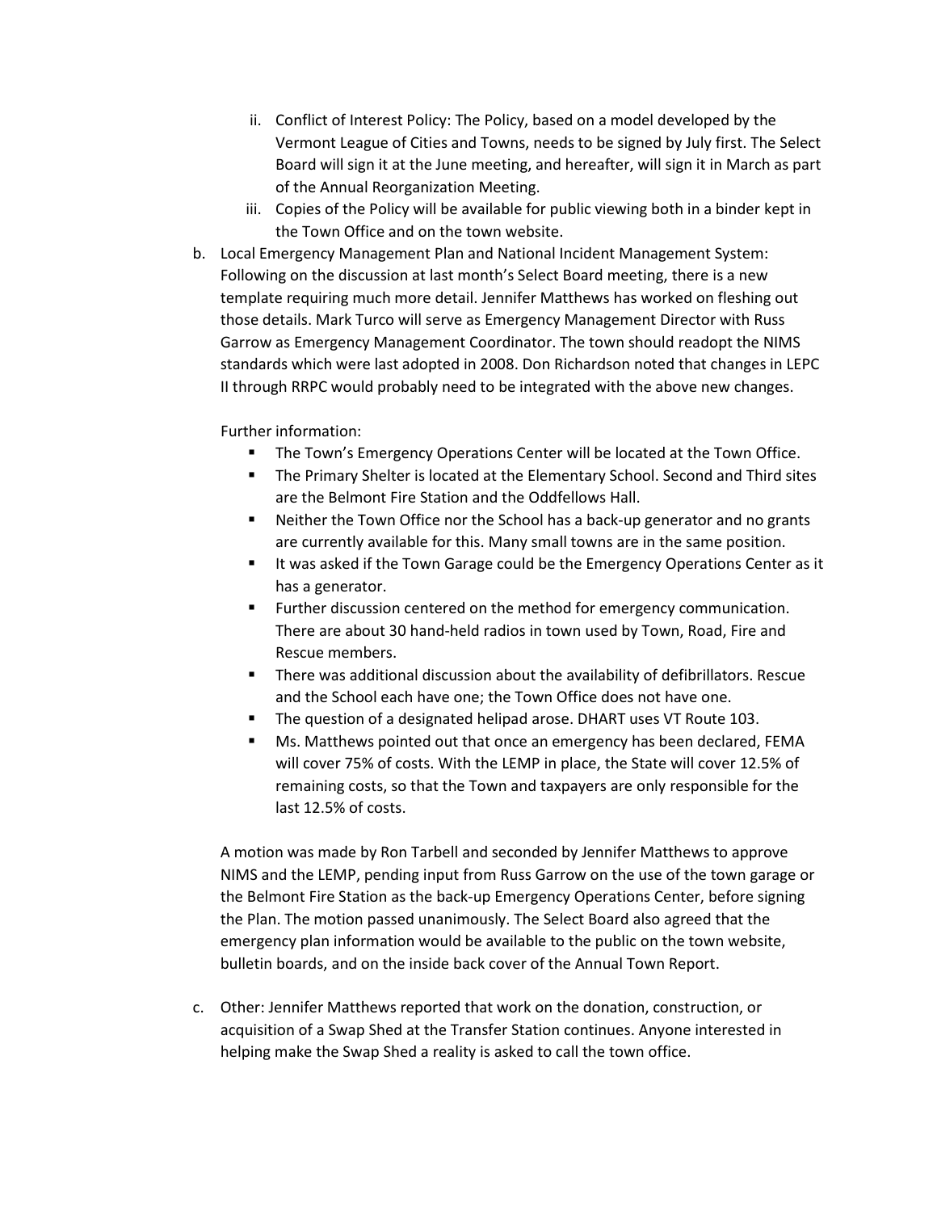ii. Conflict of Interest Policy: The Policy, based on a model developed by the Vermont League of Cities and Towns, needs to be signed by July first. The Select Board will sign it at the June meeting, and hereafter, will sign it in March as part of the Annual Reorganization Meeting.

iii. Copies of the Policy will be available for public viewing both in a binder kept in the Town Office and on the town website.

b. Local Emergency Management Plan and National Incident Management System: Following on the discussion at last month's Select Board meeting, there is a new template requiring much more detail. Jennifer Matthews has worked on fleshing out those details. Mark Turco will serve as Emergency Management Director with Russ Garrow as Emergency Management Coordinator. The town should readopt the NIMS standards which were last adopted in 2008. Don Richardson noted that changes in LEPC II through RRPC would probably need to be integrated with the above new changes.

Further information:

- The Town's Emergency Operations Center will be located at the Town Office.
- The Primary Shelter is located at the Elementary School. Second and Third sites are the Belmont Fire Station and the Oddfellows Hall.
- Neither the Town Office nor the School has a back-up generator and no grants are currently available for this. Many small towns are in the same position.
- It was asked if the Town Garage could be the Emergency Operations Center as it has a generator.
- Further discussion centered on the method for emergency communication. There are about 30 hand-held radios in town used by Town, Road, Fire and Rescue members.
- There was additional discussion about the availability of defibrillators. Rescue and the School each have one; the Town Office does not have one.
- The question of a designated helipad arose. DHART uses VT Route 103.
- Ms. Matthews pointed out that once an emergency has been declared, FEMA will cover 75% of costs. With the LEMP in place, the State will cover 12.5% of remaining costs, so that the Town and taxpayers are only responsible for the last 12.5% of costs.

A motion was made by Ron Tarbell and seconded by Jennifer Matthews to approve NIMS and the LEMP, pending input from Russ Garrow on the use of the town garage or the Belmont Fire Station as the back-up Emergency Operations Center, before signing the Plan. The motion passed unanimously. The Select Board also agreed that the emergency plan information would be available to the public on the town website, bulletin boards, and on the inside back cover of the Annual Town Report.

c. Other: Jennifer Matthews reported that work on the donation, construction, or acquisition of a Swap Shed at the Transfer Station continues. Anyone interested in helping make the Swap Shed a reality is asked to call the town office.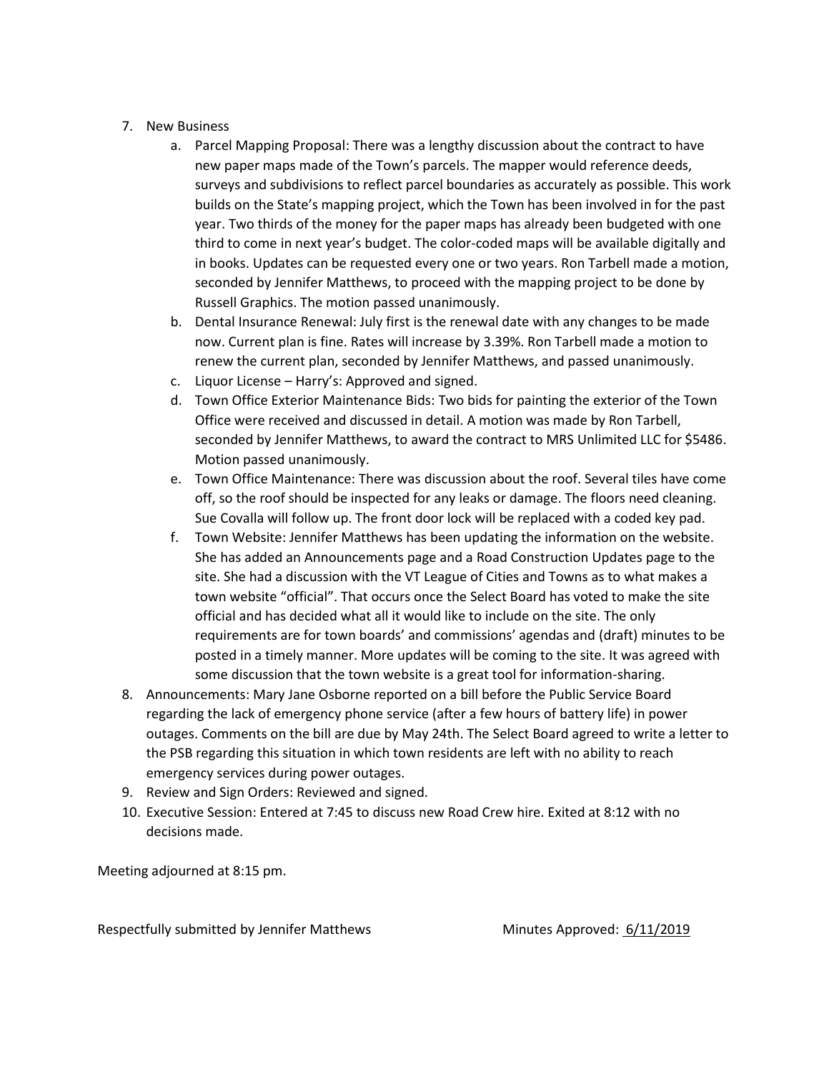7. New Business
   a. Parcel Mapping Proposal: There was a lengthy discussion about the contract to have new paper maps made of the Town's parcels. The mapper would reference deeds, surveys and subdivisions to reflect parcel boundaries as accurately as possible. This work builds on the State's mapping project, which the Town has been involved in for the past year. Two thirds of the money for the paper maps has already been budgeted with one third to come in next year's budget. The color-coded maps will be available digitally and in books. Updates can be requested every one or two years. Ron Tarbell made a motion, seconded by Jennifer Matthews, to proceed with the mapping project to be done by Russell Graphics. The motion passed unanimously.
   b. Dental Insurance Renewal: July first is the renewal date with any changes to be made now. Current plan is fine. Rates will increase by 3.39%. Ron Tarbell made a motion to renew the current plan, seconded by Jennifer Matthews, and passed unanimously.
   c. Liquor License – Harry's: Approved and signed.
   d. Town Office Exterior Maintenance Bids: Two bids for painting the exterior of the Town Office were received and discussed in detail. A motion was made by Ron Tarbell, seconded by Jennifer Matthews, to award the contract to MRS Unlimited LLC for $5486. Motion passed unanimously.
   e. Town Office Maintenance: There was discussion about the roof. Several tiles have come off, so the roof should be inspected for any leaks or damage. The floors need cleaning. Sue Covalla will follow up. The front door lock will be replaced with a coded key pad.
   f. Town Website: Jennifer Matthews has been updating the information on the website. She has added an Announcements page and a Road Construction Updates page to the site. She had a discussion with the VT League of Cities and Towns as to what makes a town website "official". That occurs once the Select Board has voted to make the site official and has decided what all it would like to include on the site. The only requirements are for town boards' and commissions' agendas and (draft) minutes to be posted in a timely manner. More updates will be coming to the site. It was agreed with some discussion that the town website is a great tool for information-sharing.
8. Announcements: Mary Jane Osborne reported on a bill before the Public Service Board regarding the lack of emergency phone service (after a few hours of battery life) in power outages. Comments on the bill are due by May 24th. The Select Board agreed to write a letter to the PSB regarding this situation in which town residents are left with no ability to reach emergency services during power outages.
9. Review and Sign Orders: Reviewed and signed.
10. Executive Session: Entered at 7:45 to discuss new Road Crew hire. Exited at 8:12 with no decisions made.

Meeting adjourned at 8:15 pm.

Respectfully submitted by Jennifer Matthews

Minutes Approved: 6/11/2019